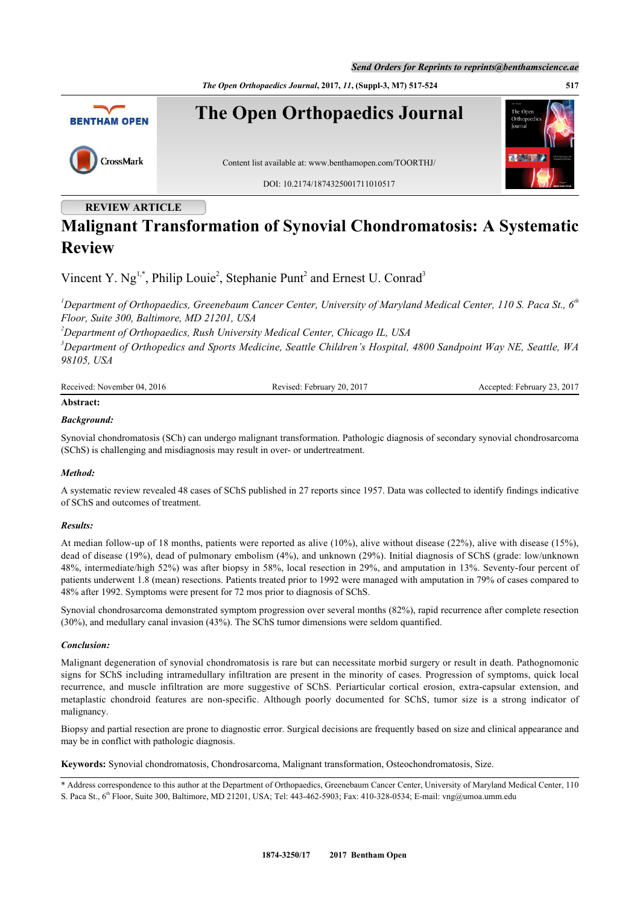REVIEW ARTICLE

# Malignant Transformation of Synovial Chondromatosis: A Systematic Review

Vincent Y. Ng[1,*], Philip Louie[2], Stephanie Punt[2] and Ernest U. Conrad[3]

[1]*Department of Orthopaedics, Greenebaum Cancer Center, University of Maryland Medical Center, 110 S. Paca St., 6th Floor, Suite 300, Baltimore, MD 21201, USA*
[2]*Department of Orthopaedics, Rush University Medical Center, Chicago IL, USA*
[3]*Department of Orthopedics and Sports Medicine, Seattle Children's Hospital, 4800 Sandpoint Way NE, Seattle, WA 98105, USA*

Received: November 04, 2016 | Revised: February 20, 2017 | Accepted: February 23, 2017

**Abstract:**

***Background:***

Synovial chondromatosis (SCh) can undergo malignant transformation. Pathologic diagnosis of secondary synovial chondrosarcoma (SChS) is challenging and misdiagnosis may result in over- or undertreatment.

***Method:***

A systematic review revealed 48 cases of SChS published in 27 reports since 1957. Data was collected to identify findings indicative of SChS and outcomes of treatment.

***Results:***

At median follow-up of 18 months, patients were reported as alive (10%), alive without disease (22%), alive with disease (15%), dead of disease (19%), dead of pulmonary embolism (4%), and unknown (29%). Initial diagnosis of SChS (grade: low/unknown 48%, intermediate/high 52%) was after biopsy in 58%, local resection in 29%, and amputation in 13%. Seventy-four percent of patients underwent 1.8 (mean) resections. Patients treated prior to 1992 were managed with amputation in 79% of cases compared to 48% after 1992. Symptoms were present for 72 mos prior to diagnosis of SChS.

Synovial chondrosarcoma demonstrated symptom progression over several months (82%), rapid recurrence after complete resection (30%), and medullary canal invasion (43%). The SChS tumor dimensions were seldom quantified.

***Conclusion:***

Malignant degeneration of synovial chondromatosis is rare but can necessitate morbid surgery or result in death. Pathognomonic signs for SChS including intramedullary infiltration are present in the minority of cases. Progression of symptoms, quick local recurrence, and muscle infiltration are more suggestive of SChS. Periarticular cortical erosion, extra-capsular extension, and metaplastic chondroid features are non-specific. Although poorly documented for SChS, tumor size is a strong indicator of malignancy.

Biopsy and partial resection are prone to diagnostic error. Surgical decisions are frequently based on size and clinical appearance and may be in conflict with pathologic diagnosis.

**Keywords:** Synovial chondromatosis, Chondrosarcoma, Malignant transformation, Osteochondromatosis, Size.

---

\* Address correspondence to this author at the Department of Orthopaedics, Greenebaum Cancer Center, University of Maryland Medical Center, 110 S. Paca St., 6th Floor, Suite 300, Baltimore, MD 21201, USA; Tel: 443-462-5903; Fax: 410-328-0534; E-mail: vng@umoa.umm.edu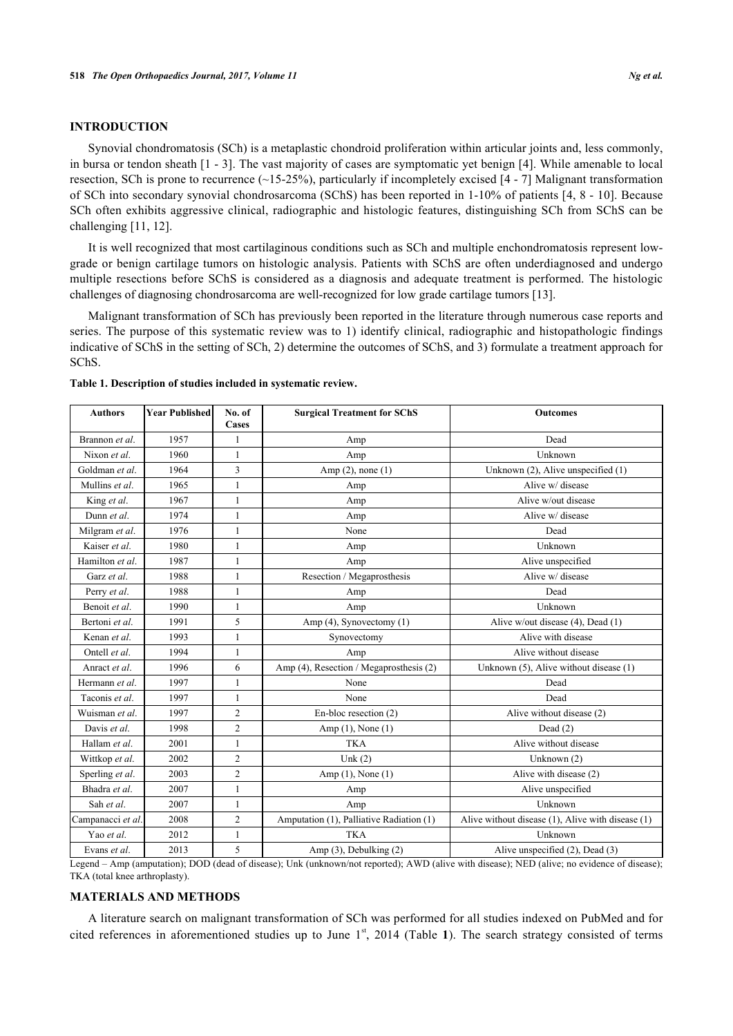## INTRODUCTION

Synovial chondromatosis (SCh) is a metaplastic chondroid proliferation within articular joints and, less commonly, in bursa or tendon sheath [1 - 3]. The vast majority of cases are symptomatic yet benign [4]. While amenable to local resection, SCh is prone to recurrence (~15-25%), particularly if incompletely excised [4 - 7] Malignant transformation of SCh into secondary synovial chondrosarcoma (SChS) has been reported in 1-10% of patients [4, 8 - 10]. Because SCh often exhibits aggressive clinical, radiographic and histologic features, distinguishing SCh from SChS can be challenging [11, 12].

It is well recognized that most cartilaginous conditions such as SCh and multiple enchondromatosis represent low-grade or benign cartilage tumors on histologic analysis. Patients with SChS are often underdiagnosed and undergo multiple resections before SChS is considered as a diagnosis and adequate treatment is performed. The histologic challenges of diagnosing chondrosarcoma are well-recognized for low grade cartilage tumors [13].

Malignant transformation of SCh has previously been reported in the literature through numerous case reports and series. The purpose of this systematic review was to 1) identify clinical, radiographic and histopathologic findings indicative of SChS in the setting of SCh, 2) determine the outcomes of SChS, and 3) formulate a treatment approach for SChS.

**Table 1. Description of studies included in systematic review.**

| Authors | Year Published | No. of Cases | Surgical Treatment for SChS | Outcomes |
|---|---|---|---|---|
| Brannon *et al.* | 1957 | 1 | Amp | Dead |
| Nixon *et al.* | 1960 | 1 | Amp | Unknown |
| Goldman *et al.* | 1964 | 3 | Amp (2), none (1) | Unknown (2), Alive unspecified (1) |
| Mullins *et al.* | 1965 | 1 | Amp | Alive w/ disease |
| King *et al.* | 1967 | 1 | Amp | Alive w/out disease |
| Dunn *et al.* | 1974 | 1 | Amp | Alive w/ disease |
| Milgram *et al.* | 1976 | 1 | None | Dead |
| Kaiser *et al.* | 1980 | 1 | Amp | Unknown |
| Hamilton *et al.* | 1987 | 1 | Amp | Alive unspecified |
| Garz *et al.* | 1988 | 1 | Resection / Megaprosthesis | Alive w/ disease |
| Perry *et al.* | 1988 | 1 | Amp | Dead |
| Benoit *et al.* | 1990 | 1 | Amp | Unknown |
| Bertoni *et al.* | 1991 | 5 | Amp (4), Synovectomy (1) | Alive w/out disease (4), Dead (1) |
| Kenan *et al.* | 1993 | 1 | Synovectomy | Alive with disease |
| Ontell *et al.* | 1994 | 1 | Amp | Alive without disease |
| Anract *et al.* | 1996 | 6 | Amp (4), Resection / Megaprosthesis (2) | Unknown (5), Alive without disease (1) |
| Hermann *et al.* | 1997 | 1 | None | Dead |
| Taconis *et al.* | 1997 | 1 | None | Dead |
| Wuisman *et al.* | 1997 | 2 | En-bloc resection (2) | Alive without disease (2) |
| Davis *et al.* | 1998 | 2 | Amp (1), None (1) | Dead (2) |
| Hallam *et al.* | 2001 | 1 | TKA | Alive without disease |
| Wittkop *et al.* | 2002 | 2 | Unk (2) | Unknown (2) |
| Sperling *et al.* | 2003 | 2 | Amp (1), None (1) | Alive with disease (2) |
| Bhadra *et al.* | 2007 | 1 | Amp | Alive unspecified |
| Sah *et al.* | 2007 | 1 | Amp | Unknown |
| Campanacci *et al.* | 2008 | 2 | Amputation (1), Palliative Radiation (1) | Alive without disease (1), Alive with disease (1) |
| Yao *et al.* | 2012 | 1 | TKA | Unknown |
| Evans *et al.* | 2013 | 5 | Amp (3), Debulking (2) | Alive unspecified (2), Dead (3) |

Legend – Amp (amputation); DOD (dead of disease); Unk (unknown/not reported); AWD (alive with disease); NED (alive; no evidence of disease); TKA (total knee arthroplasty).

## MATERIALS AND METHODS

A literature search on malignant transformation of SCh was performed for all studies indexed on PubMed and for cited references in aforementioned studies up to June 1st, 2014 (Table **1**). The search strategy consisted of terms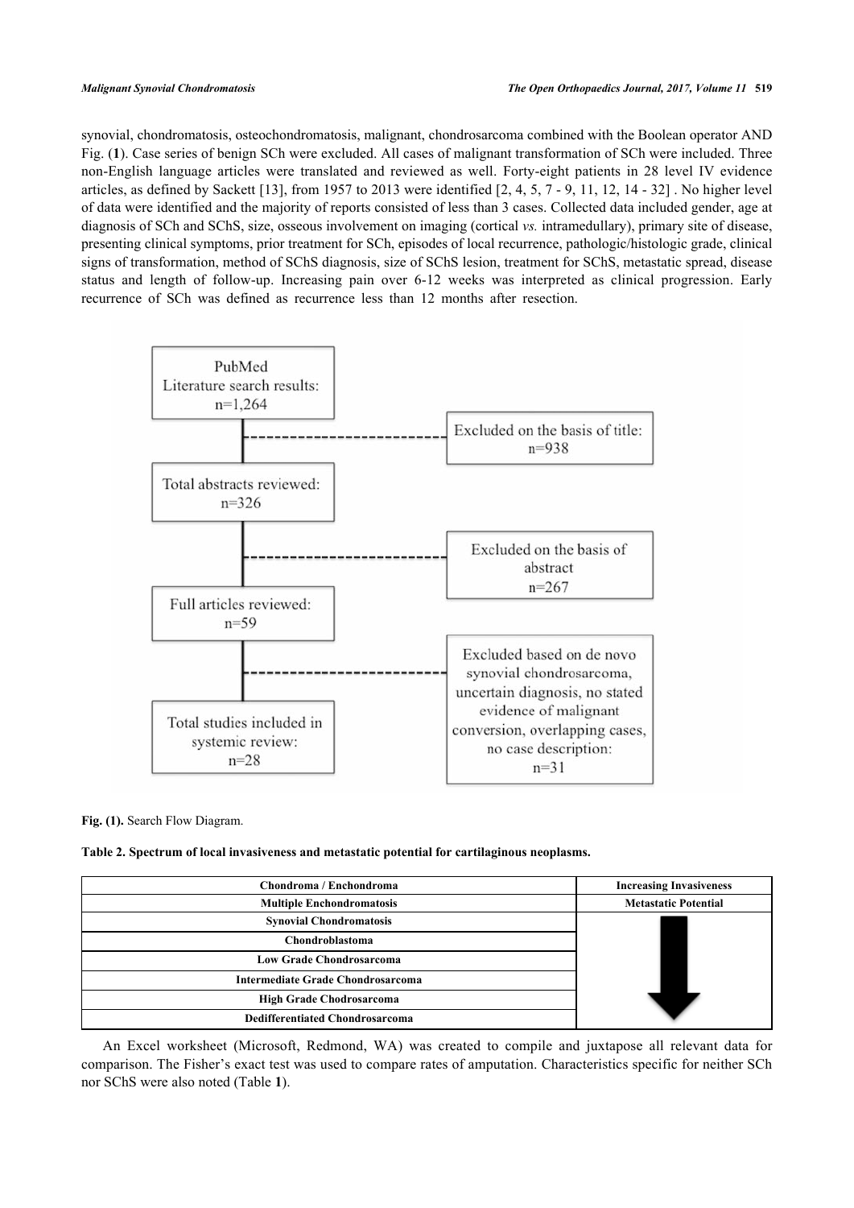synovial, chondromatosis, osteochondromatosis, malignant, chondrosarcoma combined with the Boolean operator AND Fig. (**1**). Case series of benign SCh were excluded. All cases of malignant transformation of SCh were included. Three non-English language articles were translated and reviewed as well. Forty-eight patients in 28 level IV evidence articles, as defined by Sackett [13], from 1957 to 2013 were identified [2, 4, 5, 7 - 9, 11, 12, 14 - 32] . No higher level of data were identified and the majority of reports consisted of less than 3 cases. Collected data included gender, age at diagnosis of SCh and SChS, size, osseous involvement on imaging (cortical *vs.* intramedullary), primary site of disease, presenting clinical symptoms, prior treatment for SCh, episodes of local recurrence, pathologic/histologic grade, clinical signs of transformation, method of SChS diagnosis, size of SChS lesion, treatment for SChS, metastatic spread, disease status and length of follow-up. Increasing pain over 6-12 weeks was interpreted as clinical progression. Early recurrence of SCh was defined as recurrence less than 12 months after resection.

PubMed Literature search results: n=1,264

Excluded on the basis of title: n=938

Total abstracts reviewed: n=326

Excluded on the basis of abstract n=267

Full articles reviewed: n=59

Excluded based on de novo synovial chondrosarcoma, uncertain diagnosis, no stated evidence of malignant conversion, overlapping cases, no case description: n=31

Total studies included in systemic review: n=28

**Fig. (1).** Search Flow Diagram.

**Table 2. Spectrum of local invasiveness and metastatic potential for cartilaginous neoplasms.**

| Chondroma / Enchondroma | Increasing Invasiveness |
|---|---|
| Multiple Enchondromatosis | Metastatic Potential |
| Synovial Chondromatosis | ↓ |
| Chondroblastoma | |
| Low Grade Chondrosarcoma | |
| Intermediate Grade Chondrosarcoma | |
| High Grade Chodrosarcoma | |
| Dedifferentiated Chondrosarcoma | |

An Excel worksheet (Microsoft, Redmond, WA) was created to compile and juxtapose all relevant data for comparison. The Fisher's exact test was used to compare rates of amputation. Characteristics specific for neither SCh nor SChS were also noted (Table **1**).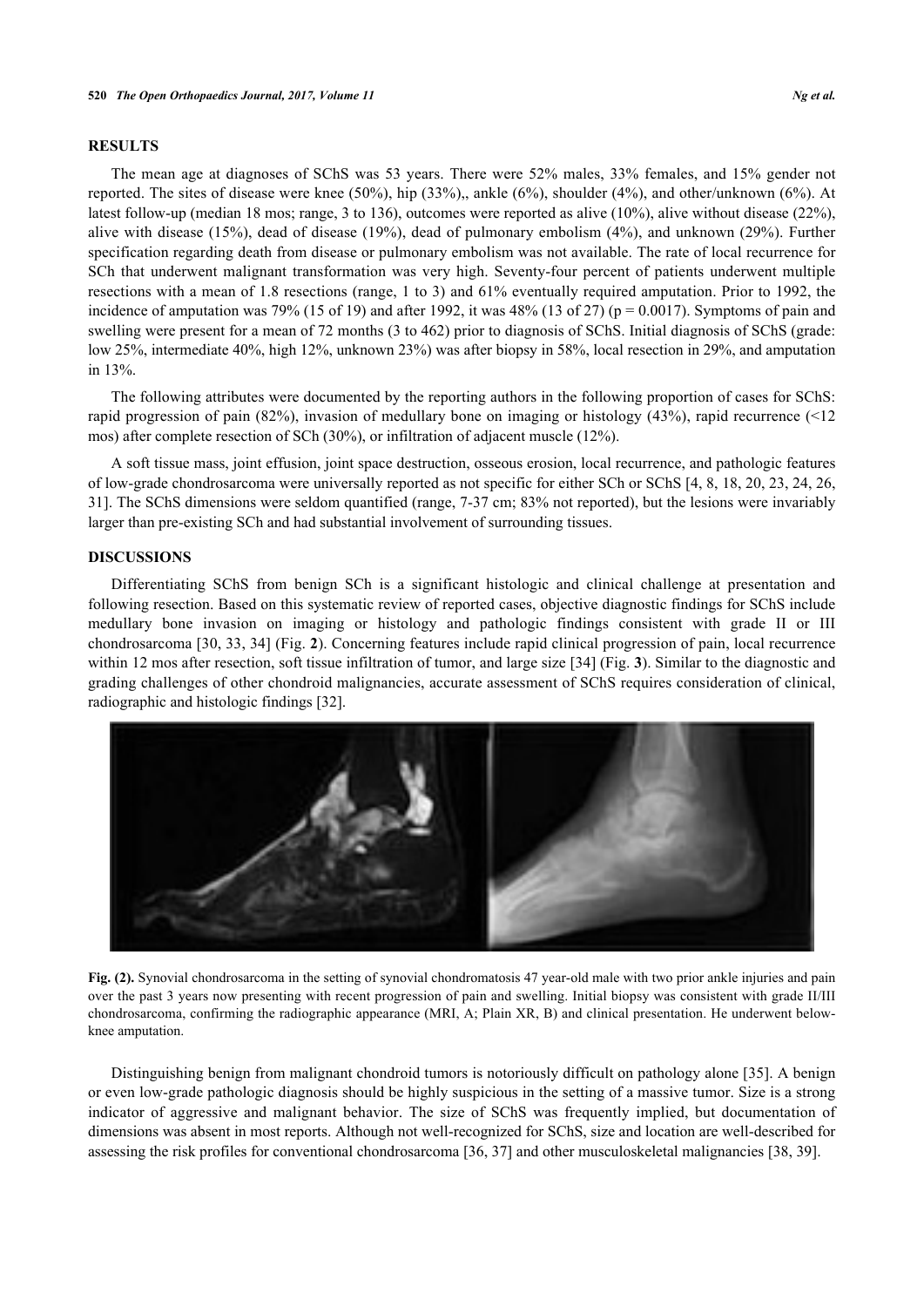## RESULTS

The mean age at diagnoses of SChS was 53 years. There were 52% males, 33% females, and 15% gender not reported. The sites of disease were knee (50%), hip (33%),, ankle (6%), shoulder (4%), and other/unknown (6%). At latest follow-up (median 18 mos; range, 3 to 136), outcomes were reported as alive (10%), alive without disease (22%), alive with disease (15%), dead of disease (19%), dead of pulmonary embolism (4%), and unknown (29%). Further specification regarding death from disease or pulmonary embolism was not available. The rate of local recurrence for SCh that underwent malignant transformation was very high. Seventy-four percent of patients underwent multiple resections with a mean of 1.8 resections (range, 1 to 3) and 61% eventually required amputation. Prior to 1992, the incidence of amputation was 79% (15 of 19) and after 1992, it was 48% (13 of 27) ($p = 0.0017$). Symptoms of pain and swelling were present for a mean of 72 months (3 to 462) prior to diagnosis of SChS. Initial diagnosis of SChS (grade: low 25%, intermediate 40%, high 12%, unknown 23%) was after biopsy in 58%, local resection in 29%, and amputation in 13%.

The following attributes were documented by the reporting authors in the following proportion of cases for SChS: rapid progression of pain (82%), invasion of medullary bone on imaging or histology (43%), rapid recurrence (<12 mos) after complete resection of SCh (30%), or infiltration of adjacent muscle (12%).

A soft tissue mass, joint effusion, joint space destruction, osseous erosion, local recurrence, and pathologic features of low-grade chondrosarcoma were universally reported as not specific for either SCh or SChS [4, 8, 18, 20, 23, 24, 26, 31]. The SChS dimensions were seldom quantified (range, 7-37 cm; 83% not reported), but the lesions were invariably larger than pre-existing SCh and had substantial involvement of surrounding tissues.

## DISCUSSIONS

Differentiating SChS from benign SCh is a significant histologic and clinical challenge at presentation and following resection. Based on this systematic review of reported cases, objective diagnostic findings for SChS include medullary bone invasion on imaging or histology and pathologic findings consistent with grade II or III chondrosarcoma [30, 33, 34] (Fig. **2**). Concerning features include rapid clinical progression of pain, local recurrence within 12 mos after resection, soft tissue infiltration of tumor, and large size [34] (Fig. **3**). Similar to the diagnostic and grading challenges of other chondroid malignancies, accurate assessment of SChS requires consideration of clinical, radiographic and histologic findings [32].

**Fig. (2).** Synovial chondrosarcoma in the setting of synovial chondromatosis 47 year-old male with two prior ankle injuries and pain over the past 3 years now presenting with recent progression of pain and swelling. Initial biopsy was consistent with grade II/III chondrosarcoma, confirming the radiographic appearance (MRI, A; Plain XR, B) and clinical presentation. He underwent below-knee amputation.

Distinguishing benign from malignant chondroid tumors is notoriously difficult on pathology alone [35]. A benign or even low-grade pathologic diagnosis should be highly suspicious in the setting of a massive tumor. Size is a strong indicator of aggressive and malignant behavior. The size of SChS was frequently implied, but documentation of dimensions was absent in most reports. Although not well-recognized for SChS, size and location are well-described for assessing the risk profiles for conventional chondrosarcoma [36, 37] and other musculoskeletal malignancies [38, 39].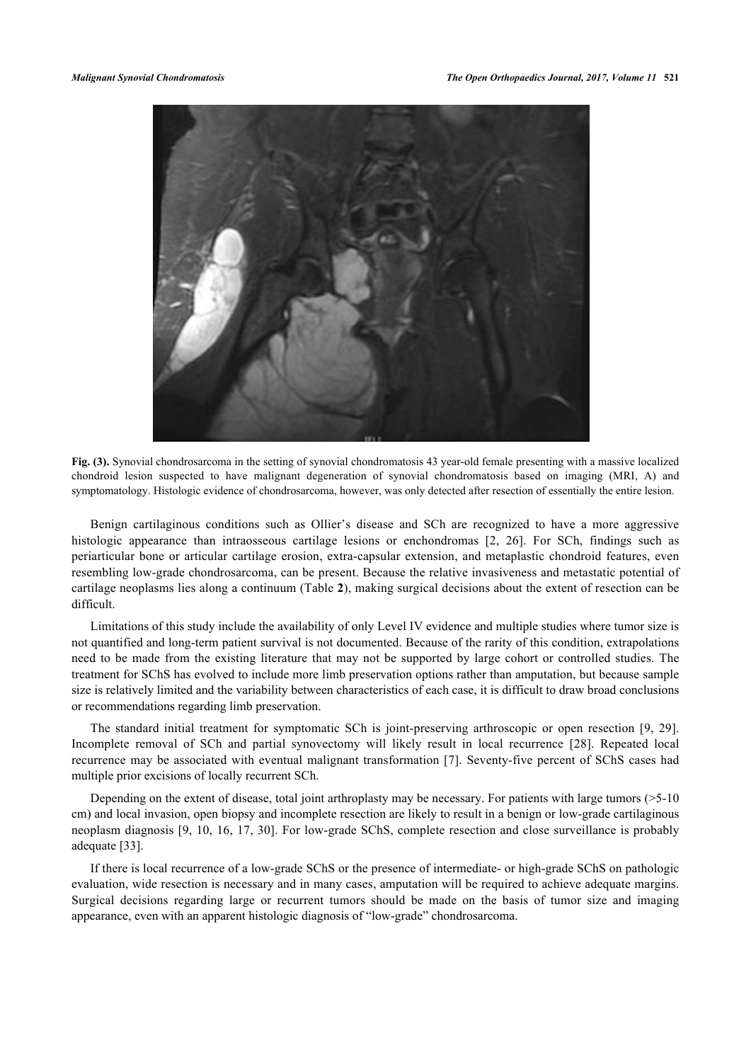**Fig. (3).** Synovial chondrosarcoma in the setting of synovial chondromatosis 43 year-old female presenting with a massive localized chondroid lesion suspected to have malignant degeneration of synovial chondromatosis based on imaging (MRI, A) and symptomatology. Histologic evidence of chondrosarcoma, however, was only detected after resection of essentially the entire lesion.

Benign cartilaginous conditions such as Ollier's disease and SCh are recognized to have a more aggressive histologic appearance than intraosseous cartilage lesions or enchondromas [2, 26]. For SCh, findings such as periarticular bone or articular cartilage erosion, extra-capsular extension, and metaplastic chondroid features, even resembling low-grade chondrosarcoma, can be present. Because the relative invasiveness and metastatic potential of cartilage neoplasms lies along a continuum (Table **2**), making surgical decisions about the extent of resection can be difficult.

Limitations of this study include the availability of only Level IV evidence and multiple studies where tumor size is not quantified and long-term patient survival is not documented. Because of the rarity of this condition, extrapolations need to be made from the existing literature that may not be supported by large cohort or controlled studies. The treatment for SChS has evolved to include more limb preservation options rather than amputation, but because sample size is relatively limited and the variability between characteristics of each case, it is difficult to draw broad conclusions or recommendations regarding limb preservation.

The standard initial treatment for symptomatic SCh is joint-preserving arthroscopic or open resection [9, 29]. Incomplete removal of SCh and partial synovectomy will likely result in local recurrence [28]. Repeated local recurrence may be associated with eventual malignant transformation [7]. Seventy-five percent of SChS cases had multiple prior excisions of locally recurrent SCh.

Depending on the extent of disease, total joint arthroplasty may be necessary. For patients with large tumors (>5-10 cm) and local invasion, open biopsy and incomplete resection are likely to result in a benign or low-grade cartilaginous neoplasm diagnosis [9, 10, 16, 17, 30]. For low-grade SChS, complete resection and close surveillance is probably adequate [33].

If there is local recurrence of a low-grade SChS or the presence of intermediate- or high-grade SChS on pathologic evaluation, wide resection is necessary and in many cases, amputation will be required to achieve adequate margins. Surgical decisions regarding large or recurrent tumors should be made on the basis of tumor size and imaging appearance, even with an apparent histologic diagnosis of "low-grade" chondrosarcoma.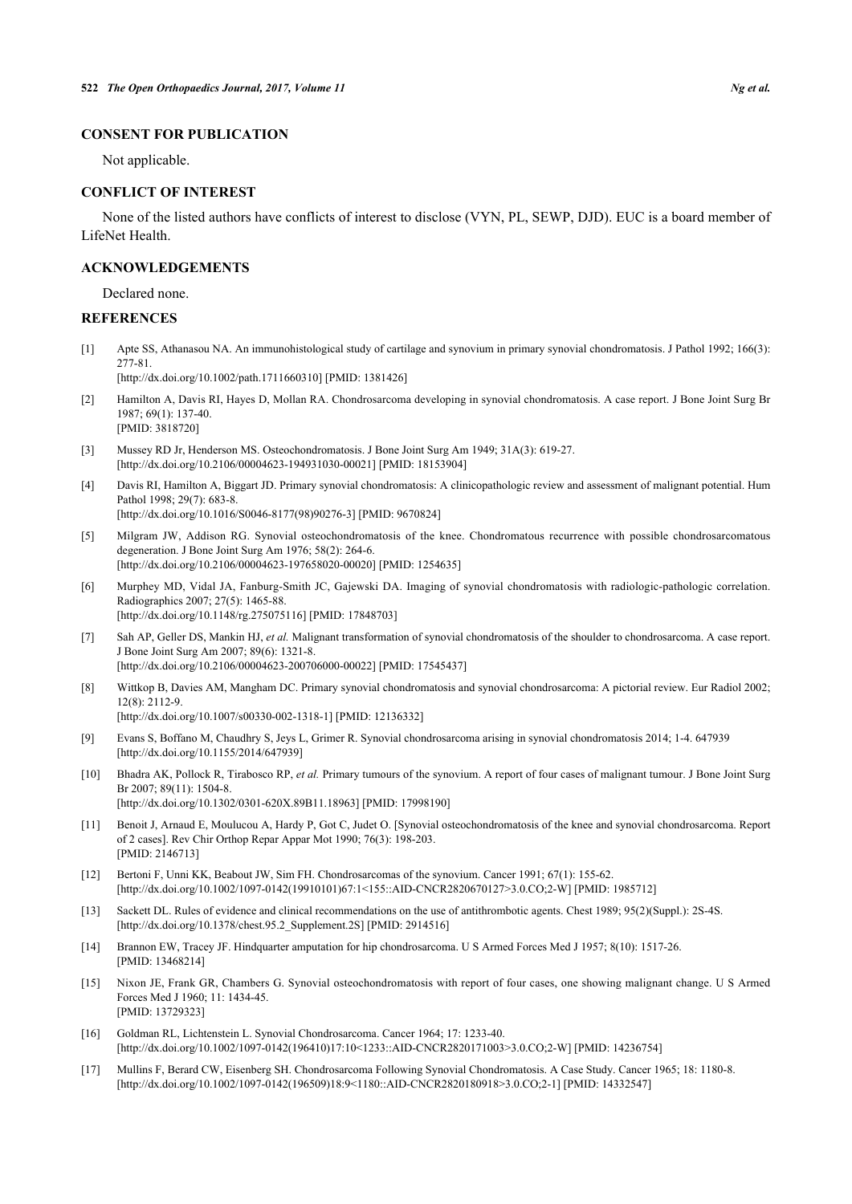## CONSENT FOR PUBLICATION

Not applicable.

## CONFLICT OF INTEREST

None of the listed authors have conflicts of interest to disclose (VYN, PL, SEWP, DJD). EUC is a board member of LifeNet Health.

## ACKNOWLEDGEMENTS

Declared none.

## REFERENCES

[1] Apte SS, Athanasou NA. An immunohistological study of cartilage and synovium in primary synovial chondromatosis. J Pathol 1992; 166(3): 277-81.
[http://dx.doi.org/10.1002/path.1711660310] [PMID: 1381426]

[2] Hamilton A, Davis RI, Hayes D, Mollan RA. Chondrosarcoma developing in synovial chondromatosis. A case report. J Bone Joint Surg Br 1987; 69(1): 137-40.
[PMID: 3818720]

[3] Mussey RD Jr, Henderson MS. Osteochondromatosis. J Bone Joint Surg Am 1949; 31A(3): 619-27.
[http://dx.doi.org/10.2106/00004623-194931030-00021] [PMID: 18153904]

[4] Davis RI, Hamilton A, Biggart JD. Primary synovial chondromatosis: A clinicopathologic review and assessment of malignant potential. Hum Pathol 1998; 29(7): 683-8.
[http://dx.doi.org/10.1016/S0046-8177(98)90276-3] [PMID: 9670824]

[5] Milgram JW, Addison RG. Synovial osteochondromatosis of the knee. Chondromatous recurrence with possible chondrosarcomatous degeneration. J Bone Joint Surg Am 1976; 58(2): 264-6.
[http://dx.doi.org/10.2106/00004623-197658020-00020] [PMID: 1254635]

[6] Murphey MD, Vidal JA, Fanburg-Smith JC, Gajewski DA. Imaging of synovial chondromatosis with radiologic-pathologic correlation. Radiographics 2007; 27(5): 1465-88.
[http://dx.doi.org/10.1148/rg.275075116] [PMID: 17848703]

[7] Sah AP, Geller DS, Mankin HJ, *et al.* Malignant transformation of synovial chondromatosis of the shoulder to chondrosarcoma. A case report. J Bone Joint Surg Am 2007; 89(6): 1321-8.
[http://dx.doi.org/10.2106/00004623-200706000-00022] [PMID: 17545437]

[8] Wittkop B, Davies AM, Mangham DC. Primary synovial chondromatosis and synovial chondrosarcoma: A pictorial review. Eur Radiol 2002; 12(8): 2112-9.
[http://dx.doi.org/10.1007/s00330-002-1318-1] [PMID: 12136332]

[9] Evans S, Boffano M, Chaudhry S, Jeys L, Grimer R. Synovial chondrosarcoma arising in synovial chondromatosis 2014; 1-4. 647939
[http://dx.doi.org/10.1155/2014/647939]

[10] Bhadra AK, Pollock R, Tirabosco RP, *et al.* Primary tumours of the synovium. A report of four cases of malignant tumour. J Bone Joint Surg Br 2007; 89(11): 1504-8.
[http://dx.doi.org/10.1302/0301-620X.89B11.18963] [PMID: 17998190]

[11] Benoit J, Arnaud E, Moulucou A, Hardy P, Got C, Judet O. [Synovial osteochondromatosis of the knee and synovial chondrosarcoma. Report of 2 cases]. Rev Chir Orthop Repar Appar Mot 1990; 76(3): 198-203.
[PMID: 2146713]

[12] Bertoni F, Unni KK, Beabout JW, Sim FH. Chondrosarcomas of the synovium. Cancer 1991; 67(1): 155-62.
[http://dx.doi.org/10.1002/1097-0142(19910101)67:1<155::AID-CNCR2820670127>3.0.CO;2-W] [PMID: 1985712]

[13] Sackett DL. Rules of evidence and clinical recommendations on the use of antithrombotic agents. Chest 1989; 95(2)(Suppl.): 2S-4S.
[http://dx.doi.org/10.1378/chest.95.2_Supplement.2S] [PMID: 2914516]

[14] Brannon EW, Tracey JF. Hindquarter amputation for hip chondrosarcoma. U S Armed Forces Med J 1957; 8(10): 1517-26.
[PMID: 13468214]

[15] Nixon JE, Frank GR, Chambers G. Synovial osteochondromatosis with report of four cases, one showing malignant change. U S Armed Forces Med J 1960; 11: 1434-45.
[PMID: 13729323]

[16] Goldman RL, Lichtenstein L. Synovial Chondrosarcoma. Cancer 1964; 17: 1233-40.
[http://dx.doi.org/10.1002/1097-0142(196410)17:10<1233::AID-CNCR2820171003>3.0.CO;2-W] [PMID: 14236754]

[17] Mullins F, Berard CW, Eisenberg SH. Chondrosarcoma Following Synovial Chondromatosis. A Case Study. Cancer 1965; 18: 1180-8.
[http://dx.doi.org/10.1002/1097-0142(196509)18:9<1180::AID-CNCR2820180918>3.0.CO;2-1] [PMID: 14332547]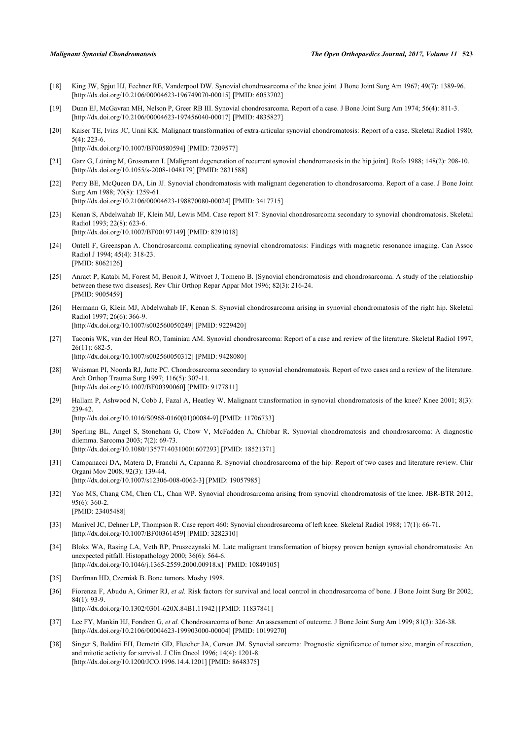[18] King JW, Spjut HJ, Fechner RE, Vanderpool DW. Synovial chondrosarcoma of the knee joint. J Bone Joint Surg Am 1967; 49(7): 1389-96. [http://dx.doi.org/10.2106/00004623-196749070-00015] [PMID: 6053702]

[19] Dunn EJ, McGavran MH, Nelson P, Greer RB III. Synovial chondrosarcoma. Report of a case. J Bone Joint Surg Am 1974; 56(4): 811-3. [http://dx.doi.org/10.2106/00004623-197456040-00017] [PMID: 4835827]

[20] Kaiser TE, Ivins JC, Unni KK. Malignant transformation of extra-articular synovial chondromatosis: Report of a case. Skeletal Radiol 1980; 5(4): 223-6. [http://dx.doi.org/10.1007/BF00580594] [PMID: 7209577]

[21] Garz G, Lüning M, Grossmann I. [Malignant degeneration of recurrent synovial chondromatosis in the hip joint]. Rofo 1988; 148(2): 208-10. [http://dx.doi.org/10.1055/s-2008-1048179] [PMID: 2831588]

[22] Perry BE, McQueen DA, Lin JJ. Synovial chondromatosis with malignant degeneration to chondrosarcoma. Report of a case. J Bone Joint Surg Am 1988; 70(8): 1259-61. [http://dx.doi.org/10.2106/00004623-198870080-00024] [PMID: 3417715]

[23] Kenan S, Abdelwahab IF, Klein MJ, Lewis MM. Case report 817: Synovial chondrosarcoma secondary to synovial chondromatosis. Skeletal Radiol 1993; 22(8): 623-6. [http://dx.doi.org/10.1007/BF00197149] [PMID: 8291018]

[24] Ontell F, Greenspan A. Chondrosarcoma complicating synovial chondromatosis: Findings with magnetic resonance imaging. Can Assoc Radiol J 1994; 45(4): 318-23. [PMID: 8062126]

[25] Anract P, Katabi M, Forest M, Benoit J, Witvoet J, Tomeno B. [Synovial chondromatosis and chondrosarcoma. A study of the relationship between these two diseases]. Rev Chir Orthop Repar Appar Mot 1996; 82(3): 216-24. [PMID: 9005459]

[26] Hermann G, Klein MJ, Abdelwahab IF, Kenan S. Synovial chondrosarcoma arising in synovial chondromatosis of the right hip. Skeletal Radiol 1997; 26(6): 366-9. [http://dx.doi.org/10.1007/s002560050249] [PMID: 9229420]

[27] Taconis WK, van der Heul RO, Taminiau AM. Synovial chondrosarcoma: Report of a case and review of the literature. Skeletal Radiol 1997; 26(11): 682-5. [http://dx.doi.org/10.1007/s002560050312] [PMID: 9428080]

[28] Wuisman PI, Noorda RJ, Jutte PC. Chondrosarcoma secondary to synovial chondromatosis. Report of two cases and a review of the literature. Arch Orthop Trauma Surg 1997; 116(5): 307-11. [http://dx.doi.org/10.1007/BF00390060] [PMID: 9177811]

[29] Hallam P, Ashwood N, Cobb J, Fazal A, Heatley W. Malignant transformation in synovial chondromatosis of the knee? Knee 2001; 8(3): 239-42. [http://dx.doi.org/10.1016/S0968-0160(01)00084-9] [PMID: 11706733]

[30] Sperling BL, Angel S, Stoneham G, Chow V, McFadden A, Chibbar R. Synovial chondromatosis and chondrosarcoma: A diagnostic dilemma. Sarcoma 2003; 7(2): 69-73. [http://dx.doi.org/10.1080/13577140310001607293] [PMID: 18521371]

[31] Campanacci DA, Matera D, Franchi A, Capanna R. Synovial chondrosarcoma of the hip: Report of two cases and literature review. Chir Organi Mov 2008; 92(3): 139-44. [http://dx.doi.org/10.1007/s12306-008-0062-3] [PMID: 19057985]

[32] Yao MS, Chang CM, Chen CL, Chan WP. Synovial chondrosarcoma arising from synovial chondromatosis of the knee. JBR-BTR 2012; 95(6): 360-2. [PMID: 23405488]

[33] Manivel JC, Dehner LP, Thompson R. Case report 460: Synovial chondrosarcoma of left knee. Skeletal Radiol 1988; 17(1): 66-71. [http://dx.doi.org/10.1007/BF00361459] [PMID: 3282310]

[34] Blokx WA, Rasing LA, Veth RP, Pruszczynski M. Late malignant transformation of biopsy proven benign synovial chondromatosis: An unexpected pitfall. Histopathology 2000; 36(6): 564-6. [http://dx.doi.org/10.1046/j.1365-2559.2000.00918.x] [PMID: 10849105]

[35] Dorfman HD, Czerniak B. Bone tumors. Mosby 1998.

[36] Fiorenza F, Abudu A, Grimer RJ, *et al.* Risk factors for survival and local control in chondrosarcoma of bone. J Bone Joint Surg Br 2002; 84(1): 93-9. [http://dx.doi.org/10.1302/0301-620X.84B1.11942] [PMID: 11837841]

[37] Lee FY, Mankin HJ, Fondren G, *et al.* Chondrosarcoma of bone: An assessment of outcome. J Bone Joint Surg Am 1999; 81(3): 326-38. [http://dx.doi.org/10.2106/00004623-199903000-00004] [PMID: 10199270]

[38] Singer S, Baldini EH, Demetri GD, Fletcher JA, Corson JM. Synovial sarcoma: Prognostic significance of tumor size, margin of resection, and mitotic activity for survival. J Clin Oncol 1996; 14(4): 1201-8. [http://dx.doi.org/10.1200/JCO.1996.14.4.1201] [PMID: 8648375]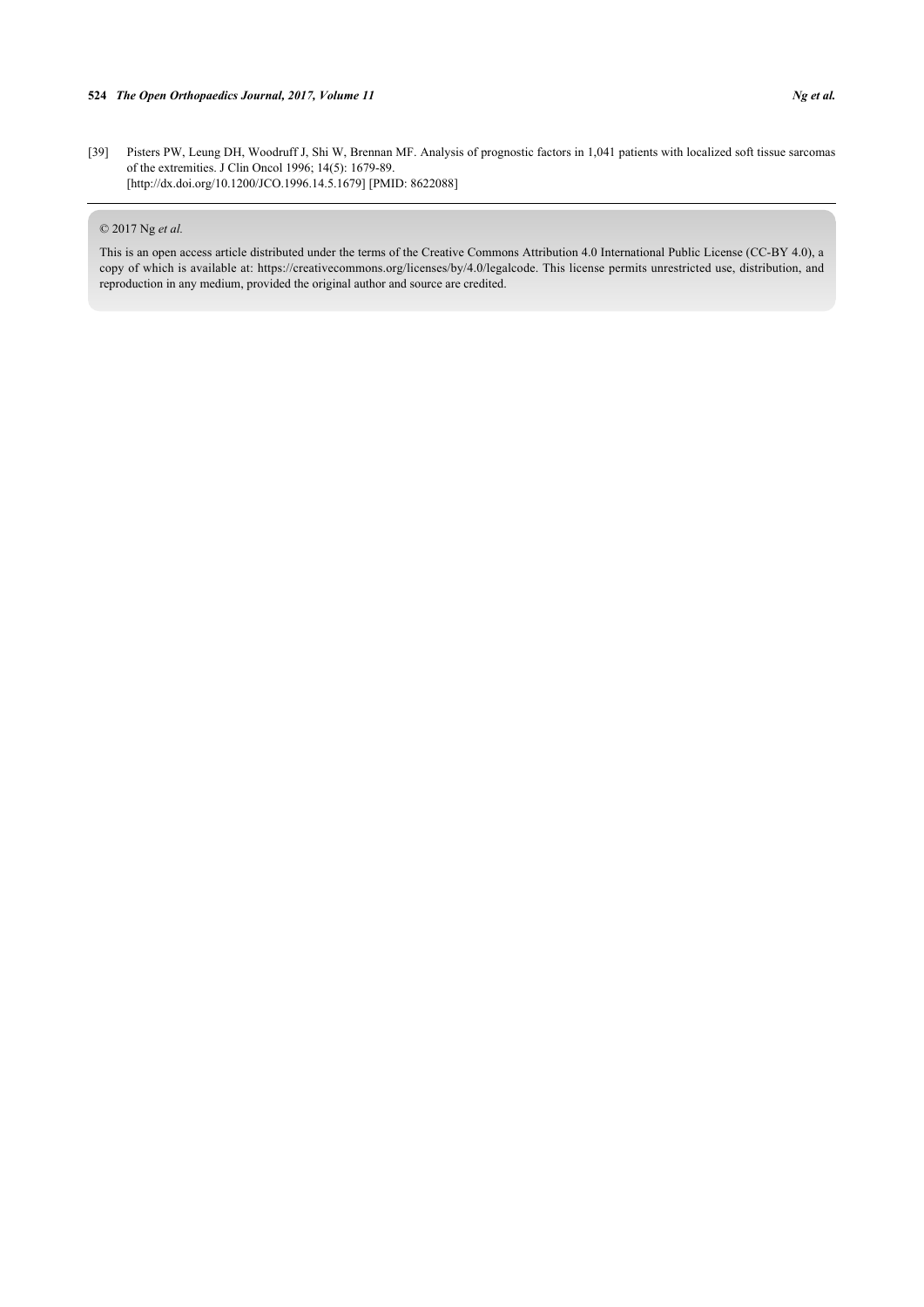[39] Pisters PW, Leung DH, Woodruff J, Shi W, Brennan MF. Analysis of prognostic factors in 1,041 patients with localized soft tissue sarcomas of the extremities. J Clin Oncol 1996; 14(5): 1679-89.
[http://dx.doi.org/10.1200/JCO.1996.14.5.1679] [PMID: 8622088]

© 2017 Ng *et al.*

This is an open access article distributed under the terms of the Creative Commons Attribution 4.0 International Public License (CC-BY 4.0), a copy of which is available at: https://creativecommons.org/licenses/by/4.0/legalcode. This license permits unrestricted use, distribution, and reproduction in any medium, provided the original author and source are credited.